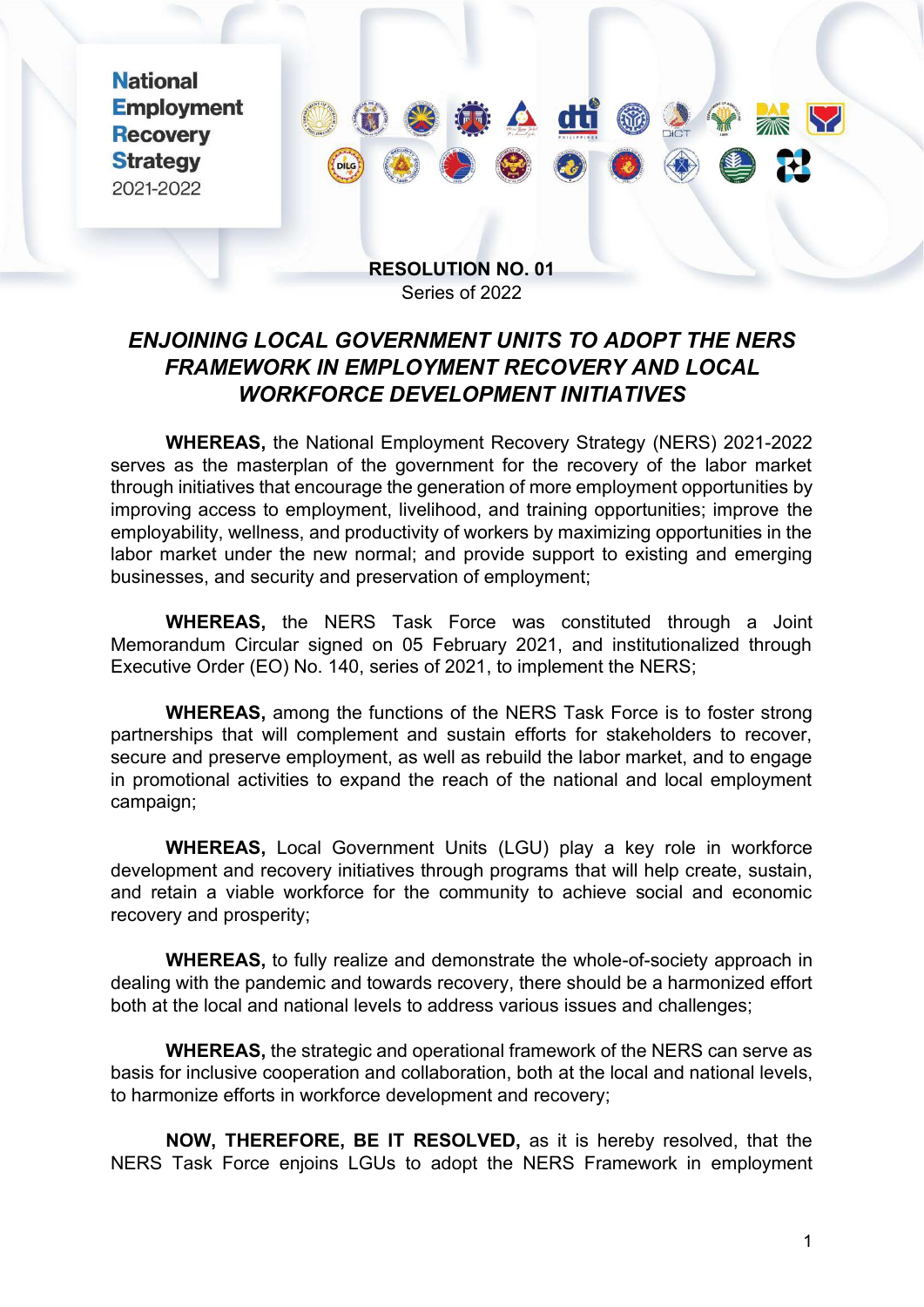National Employment Recovery Strategy 2021-2022

**RESOLUTION NO. 01**
Series of 2022

## *ENJOINING LOCAL GOVERNMENT UNITS TO ADOPT THE NERS FRAMEWORK IN EMPLOYMENT RECOVERY AND LOCAL WORKFORCE DEVELOPMENT INITIATIVES*

**WHEREAS,** the National Employment Recovery Strategy (NERS) 2021-2022 serves as the masterplan of the government for the recovery of the labor market through initiatives that encourage the generation of more employment opportunities by improving access to employment, livelihood, and training opportunities; improve the employability, wellness, and productivity of workers by maximizing opportunities in the labor market under the new normal; and provide support to existing and emerging businesses, and security and preservation of employment;

**WHEREAS,** the NERS Task Force was constituted through a Joint Memorandum Circular signed on 05 February 2021, and institutionalized through Executive Order (EO) No. 140, series of 2021, to implement the NERS;

**WHEREAS,** among the functions of the NERS Task Force is to foster strong partnerships that will complement and sustain efforts for stakeholders to recover, secure and preserve employment, as well as rebuild the labor market, and to engage in promotional activities to expand the reach of the national and local employment campaign;

**WHEREAS,** Local Government Units (LGU) play a key role in workforce development and recovery initiatives through programs that will help create, sustain, and retain a viable workforce for the community to achieve social and economic recovery and prosperity;

**WHEREAS,** to fully realize and demonstrate the whole-of-society approach in dealing with the pandemic and towards recovery, there should be a harmonized effort both at the local and national levels to address various issues and challenges;

**WHEREAS,** the strategic and operational framework of the NERS can serve as basis for inclusive cooperation and collaboration, both at the local and national levels, to harmonize efforts in workforce development and recovery;

**NOW, THEREFORE, BE IT RESOLVED,** as it is hereby resolved, that the NERS Task Force enjoins LGUs to adopt the NERS Framework in employment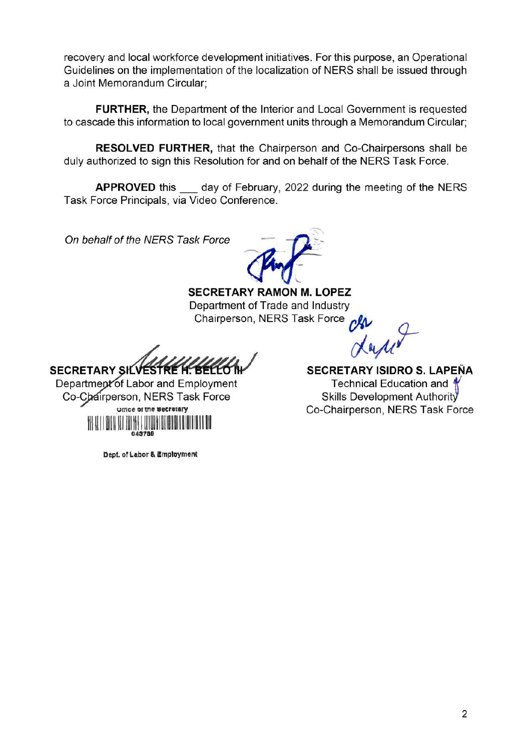recovery and local workforce development initiatives. For this purpose, an Operational Guidelines on the implementation of the localization of NERS shall be issued through a Joint Memorandum Circular;

**FURTHER,** the Department of the Interior and Local Government is requested to cascade this information to local government units through a Memorandum Circular;

**RESOLVED FURTHER,** that the Chairperson and Co-Chairpersons shall be duly authorized to sign this Resolution for and on behalf of the NERS Task Force.

**APPROVED** this ___ day of February, 2022 during the meeting of the NERS Task Force Principals, via Video Conference.

*On behalf of the NERS Task Force*

**SECRETARY RAMON M. LOPEZ**
Department of Trade and Industry
Chairperson, NERS Task Force

**SECRETARY SILVESTRE H. BELLO III**
Department of Labor and Employment
Co-Chairperson, NERS Task Force

Office of the Secretary
043758
Dept. of Labor & Employment

**SECRETARY ISIDRO S. LAPEÑA**
Technical Education and Skills Development Authority
Co-Chairperson, NERS Task Force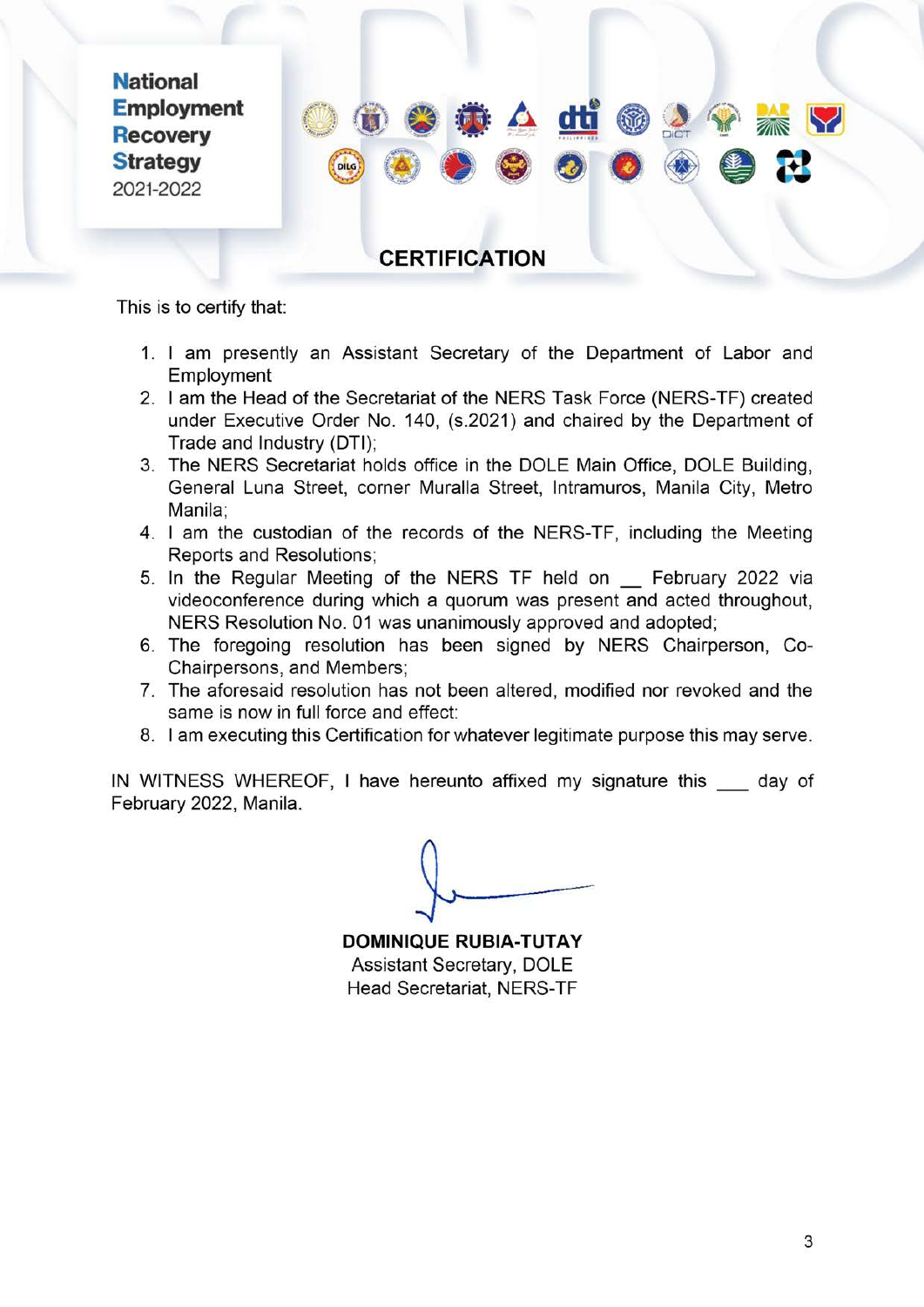National Employment Recovery Strategy 2021-2022

# CERTIFICATION

This is to certify that:

1. I am presently an Assistant Secretary of the Department of Labor and Employment
2. I am the Head of the Secretariat of the NERS Task Force (NERS-TF) created under Executive Order No. 140, (s.2021) and chaired by the Department of Trade and Industry (DTI);
3. The NERS Secretariat holds office in the DOLE Main Office, DOLE Building, General Luna Street, corner Muralla Street, Intramuros, Manila City, Metro Manila;
4. I am the custodian of the records of the NERS-TF, including the Meeting Reports and Resolutions;
5. In the Regular Meeting of the NERS TF held on __ February 2022 via videoconference during which a quorum was present and acted throughout, NERS Resolution No. 01 was unanimously approved and adopted;
6. The foregoing resolution has been signed by NERS Chairperson, Co-Chairpersons, and Members;
7. The aforesaid resolution has not been altered, modified nor revoked and the same is now in full force and effect:
8. I am executing this Certification for whatever legitimate purpose this may serve.

IN WITNESS WHEREOF, I have hereunto affixed my signature this ___ day of February 2022, Manila.

**DOMINIQUE RUBIA-TUTAY**
Assistant Secretary, DOLE
Head Secretariat, NERS-TF